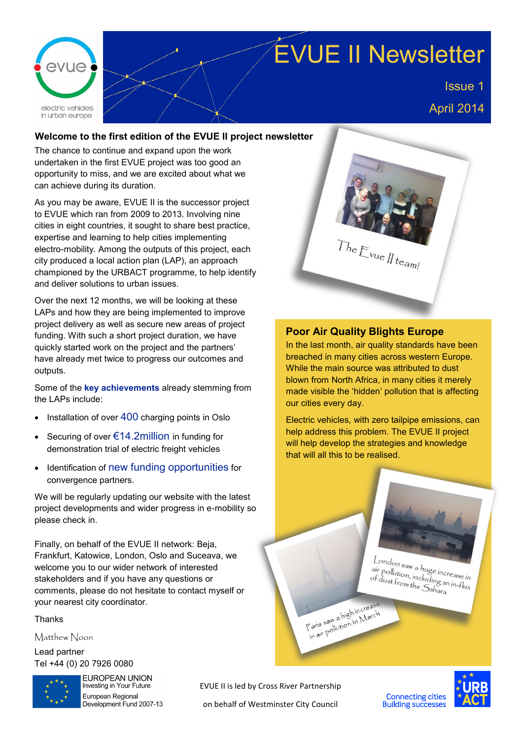# EVUE II Newsletter

Issue 1

April 2014

## Welcome to the first edition of the EVUE II project newsletter

The chance to continue and expand upon the work undertaken in the first EVUE project was too good an opportunity to miss, and we are excited about what we can achieve during its duration.

As you may be aware, EVUE II is the successor project to EVUE which ran from 2009 to 2013. Involving nine cities in eight countries, it sought to share best practice, expertise and learning to help cities implementing electro-mobility. Among the outputs of this project, each city produced a local action plan (LAP), an approach championed by the URBACT programme, to help identify and deliver solutions to urban issues.

Over the next 12 months, we will be looking at these LAPs and how they are being implemented to improve project delivery as well as secure new areas of project funding. With such a short project duration, we have quickly started work on the project and the partners' have already met twice to progress our outcomes and outputs.

Some of the **key achievements** already stemming from the LAPs include:

- Installation of over 400 charging points in Oslo
- Securing of over €14.2million in funding for demonstration trial of electric freight vehicles
- Identification of new funding opportunities for convergence partners.

We will be regularly updating our website with the latest project developments and wider progress in e-mobility so please check in.

Finally, on behalf of the EVUE II network: Beja, Frankfurt, Katowice, London, Oslo and Suceava, we welcome you to our wider network of interested stakeholders and if you have any questions or comments, please do not hesitate to contact myself or your nearest city coordinator.

Thanks

Matthew Noon

Lead partner

Tel +44 (0) 20 7926 0080

The Evue II team!

## Poor Air Quality Blights Europe

In the last month, air quality standards have been breached in many cities across western Europe. While the main source was attributed to dust blown from North Africa, in many cities it merely made visible the 'hidden' pollution that is affecting our cities every day.

Electric vehicles, with zero tailpipe emissions, can help address this problem. The EVUE II project will help develop the strategies and knowledge that will all this to be realised.

London saw a huge increase in air pollution, including an in-flux of dust from the Sahara

Paris saw a high increase in air pollution in March

EUROPEAN UNION
Investing in Your Future
European Regional Development Fund 2007-13

EVUE II is led by Cross River Partnership on behalf of Westminster City Council

Connecting cities
Building successes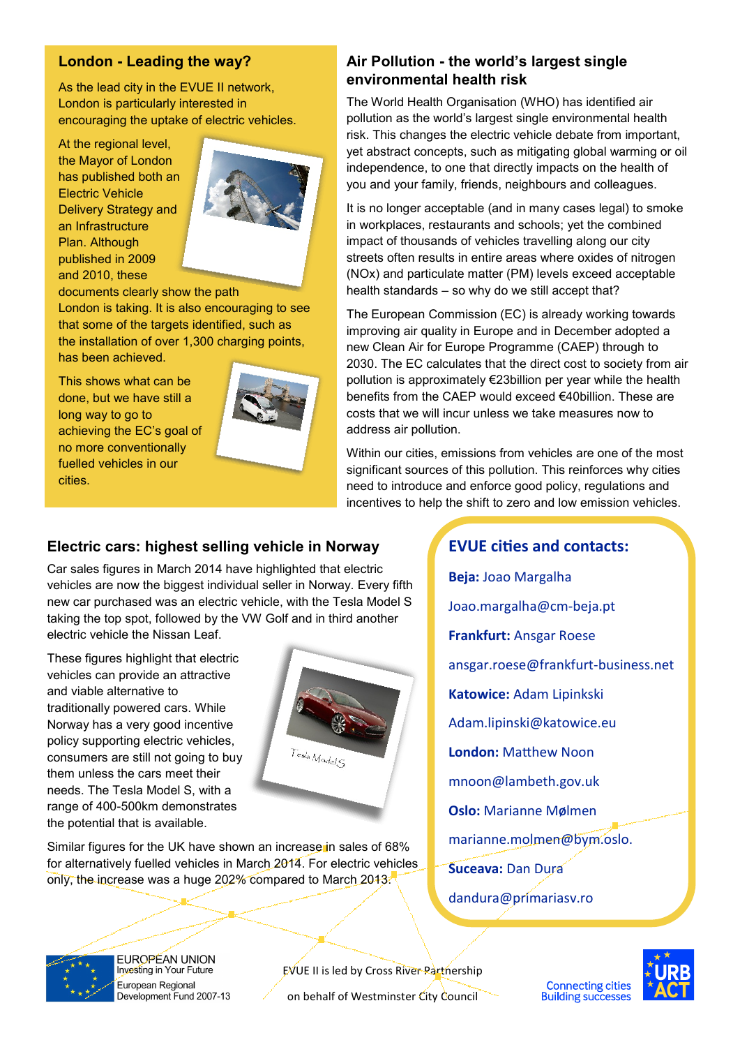## London - Leading the way?

As the lead city in the EVUE II network, London is particularly interested in encouraging the uptake of electric vehicles.

At the regional level, the Mayor of London has published both an Electric Vehicle Delivery Strategy and an Infrastructure Plan. Although published in 2009 and 2010, these documents clearly show the path London is taking. It is also encouraging to see that some of the targets identified, such as the installation of over 1,300 charging points, has been achieved.

This shows what can be done, but we have still a long way to go to achieving the EC's goal of no more conventionally fuelled vehicles in our cities.

## Air Pollution - the world's largest single environmental health risk

The World Health Organisation (WHO) has identified air pollution as the world's largest single environmental health risk. This changes the electric vehicle debate from important, yet abstract concepts, such as mitigating global warming or oil independence, to one that directly impacts on the health of you and your family, friends, neighbours and colleagues.

It is no longer acceptable (and in many cases legal) to smoke in workplaces, restaurants and schools; yet the combined impact of thousands of vehicles travelling along our city streets often results in entire areas where oxides of nitrogen (NOx) and particulate matter (PM) levels exceed acceptable health standards – so why do we still accept that?

The European Commission (EC) is already working towards improving air quality in Europe and in December adopted a new Clean Air for Europe Programme (CAEP) through to 2030. The EC calculates that the direct cost to society from air pollution is approximately €23billion per year while the health benefits from the CAEP would exceed €40billion. These are costs that we will incur unless we take measures now to address air pollution.

Within our cities, emissions from vehicles are one of the most significant sources of this pollution. This reinforces why cities need to introduce and enforce good policy, regulations and incentives to help the shift to zero and low emission vehicles.

## Electric cars: highest selling vehicle in Norway

Car sales figures in March 2014 have highlighted that electric vehicles are now the biggest individual seller in Norway. Every fifth new car purchased was an electric vehicle, with the Tesla Model S taking the top spot, followed by the VW Golf and in third another electric vehicle the Nissan Leaf.

These figures highlight that electric vehicles can provide an attractive and viable alternative to traditionally powered cars. While Norway has a very good incentive policy supporting electric vehicles, consumers are still not going to buy them unless the cars meet their needs. The Tesla Model S, with a range of 400-500km demonstrates the potential that is available.

Tesla Model S

Similar figures for the UK have shown an increase in sales of 68% for alternatively fuelled vehicles in March 2014. For electric vehicles only, the increase was a huge 202% compared to March 2013.

## EVUE cities and contacts:

**Beja:** Joao Margalha

Joao.margalha@cm-beja.pt

**Frankfurt:** Ansgar Roese

ansgar.roese@frankfurt-business.net

**Katowice:** Adam Lipinkski

Adam.lipinski@katowice.eu

**London:** Matthew Noon

mnoon@lambeth.gov.uk

**Oslo:** Marianne Mølmen

marianne.molmen@bym.oslo.

**Suceava:** Dan Dura

dandura@primariasv.ro

EUROPEAN UNION
Investing in Your Future
European Regional Development Fund 2007-13

EVUE II is led by Cross River Partnership
on behalf of Westminster City Council

Connecting cities
Building successes
URBACT